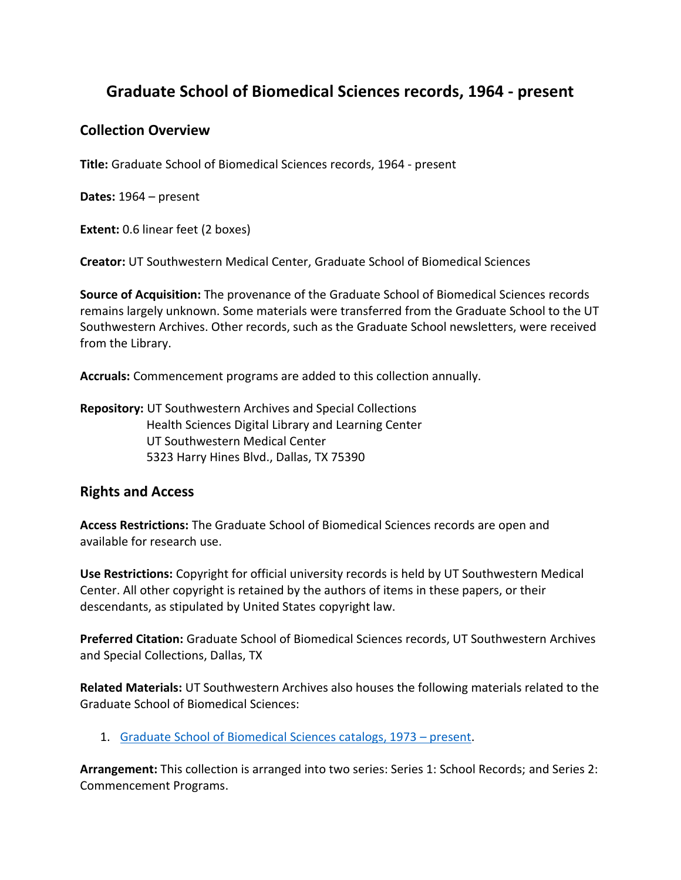# Graduate School of Biomedical Sciences records, 1964 - present

## Collection Overview

**Title:** Graduate School of Biomedical Sciences records, 1964 - present

**Dates:** 1964 – present

**Extent:** 0.6 linear feet (2 boxes)

**Creator:** UT Southwestern Medical Center, Graduate School of Biomedical Sciences

**Source of Acquisition:** The provenance of the Graduate School of Biomedical Sciences records remains largely unknown. Some materials were transferred from the Graduate School to the UT Southwestern Archives. Other records, such as the Graduate School newsletters, were received from the Library.

**Accruals:** Commencement programs are added to this collection annually.

**Repository:** UT Southwestern Archives and Special Collections
Health Sciences Digital Library and Learning Center
UT Southwestern Medical Center
5323 Harry Hines Blvd., Dallas, TX 75390

## Rights and Access

**Access Restrictions:** The Graduate School of Biomedical Sciences records are open and available for research use.

**Use Restrictions:** Copyright for official university records is held by UT Southwestern Medical Center. All other copyright is retained by the authors of items in these papers, or their descendants, as stipulated by United States copyright law.

**Preferred Citation:** Graduate School of Biomedical Sciences records, UT Southwestern Archives and Special Collections, Dallas, TX

**Related Materials:** UT Southwestern Archives also houses the following materials related to the Graduate School of Biomedical Sciences:

1. Graduate School of Biomedical Sciences catalogs, 1973 – present.

**Arrangement:** This collection is arranged into two series: Series 1: School Records; and Series 2: Commencement Programs.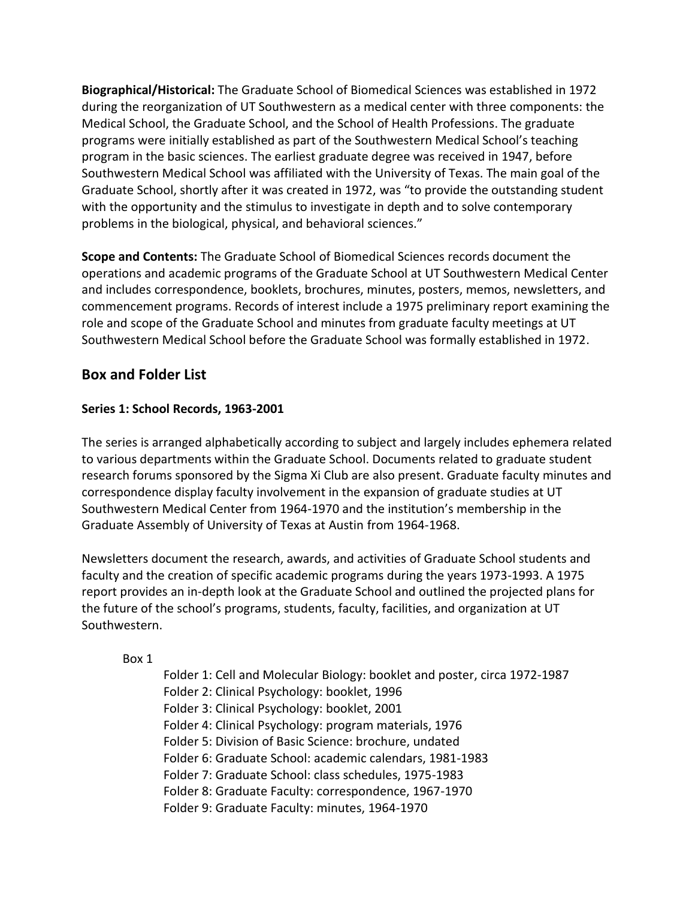**Biographical/Historical:** The Graduate School of Biomedical Sciences was established in 1972 during the reorganization of UT Southwestern as a medical center with three components: the Medical School, the Graduate School, and the School of Health Professions. The graduate programs were initially established as part of the Southwestern Medical School's teaching program in the basic sciences. The earliest graduate degree was received in 1947, before Southwestern Medical School was affiliated with the University of Texas. The main goal of the Graduate School, shortly after it was created in 1972, was "to provide the outstanding student with the opportunity and the stimulus to investigate in depth and to solve contemporary problems in the biological, physical, and behavioral sciences."

**Scope and Contents:** The Graduate School of Biomedical Sciences records document the operations and academic programs of the Graduate School at UT Southwestern Medical Center and includes correspondence, booklets, brochures, minutes, posters, memos, newsletters, and commencement programs. Records of interest include a 1975 preliminary report examining the role and scope of the Graduate School and minutes from graduate faculty meetings at UT Southwestern Medical School before the Graduate School was formally established in 1972.

## Box and Folder List

### Series 1: School Records, 1963-2001

The series is arranged alphabetically according to subject and largely includes ephemera related to various departments within the Graduate School. Documents related to graduate student research forums sponsored by the Sigma Xi Club are also present. Graduate faculty minutes and correspondence display faculty involvement in the expansion of graduate studies at UT Southwestern Medical Center from 1964-1970 and the institution's membership in the Graduate Assembly of University of Texas at Austin from 1964-1968.

Newsletters document the research, awards, and activities of Graduate School students and faculty and the creation of specific academic programs during the years 1973-1993. A 1975 report provides an in-depth look at the Graduate School and outlined the projected plans for the future of the school's programs, students, faculty, facilities, and organization at UT Southwestern.

Box 1

- Folder 1: Cell and Molecular Biology: booklet and poster, circa 1972-1987
- Folder 2: Clinical Psychology: booklet, 1996
- Folder 3: Clinical Psychology: booklet, 2001
- Folder 4: Clinical Psychology: program materials, 1976
- Folder 5: Division of Basic Science: brochure, undated
- Folder 6: Graduate School: academic calendars, 1981-1983
- Folder 7: Graduate School: class schedules, 1975-1983
- Folder 8: Graduate Faculty: correspondence, 1967-1970
- Folder 9: Graduate Faculty: minutes, 1964-1970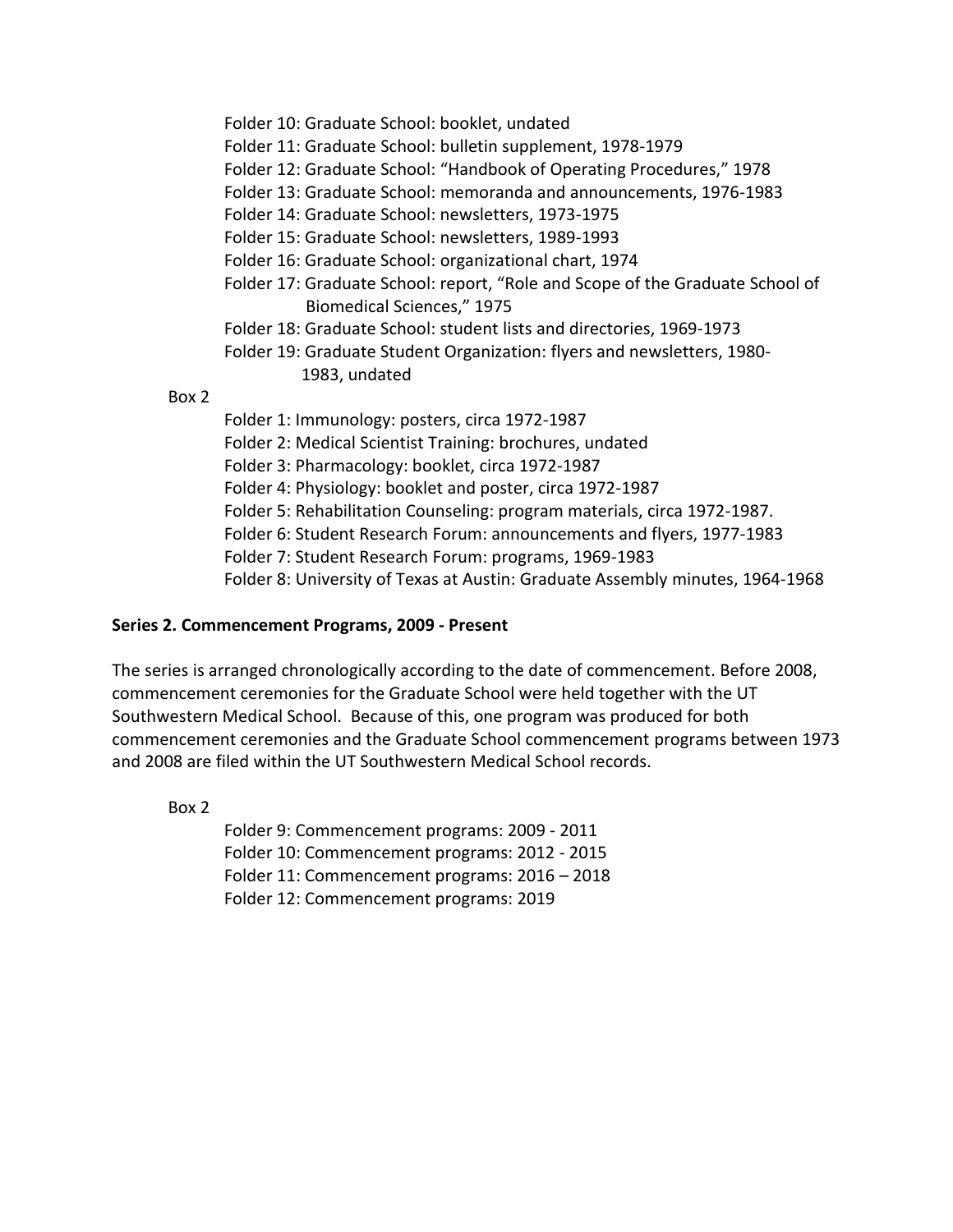Folder 10: Graduate School: booklet, undated
Folder 11: Graduate School: bulletin supplement, 1978-1979
Folder 12: Graduate School: "Handbook of Operating Procedures," 1978
Folder 13: Graduate School: memoranda and announcements, 1976-1983
Folder 14: Graduate School: newsletters, 1973-1975
Folder 15: Graduate School: newsletters, 1989-1993
Folder 16: Graduate School: organizational chart, 1974
Folder 17: Graduate School: report, "Role and Scope of the Graduate School of Biomedical Sciences," 1975
Folder 18: Graduate School: student lists and directories, 1969-1973
Folder 19: Graduate Student Organization: flyers and newsletters, 1980-1983, undated

Box 2

Folder 1: Immunology: posters, circa 1972-1987
Folder 2: Medical Scientist Training: brochures, undated
Folder 3: Pharmacology: booklet, circa 1972-1987
Folder 4: Physiology: booklet and poster, circa 1972-1987
Folder 5: Rehabilitation Counseling: program materials, circa 1972-1987.
Folder 6: Student Research Forum: announcements and flyers, 1977-1983
Folder 7: Student Research Forum: programs, 1969-1983
Folder 8: University of Texas at Austin: Graduate Assembly minutes, 1964-1968

**Series 2. Commencement Programs, 2009 - Present**

The series is arranged chronologically according to the date of commencement. Before 2008, commencement ceremonies for the Graduate School were held together with the UT Southwestern Medical School. Because of this, one program was produced for both commencement ceremonies and the Graduate School commencement programs between 1973 and 2008 are filed within the UT Southwestern Medical School records.

Box 2

Folder 9: Commencement programs: 2009 - 2011
Folder 10: Commencement programs: 2012 - 2015
Folder 11: Commencement programs: 2016 – 2018
Folder 12: Commencement programs: 2019